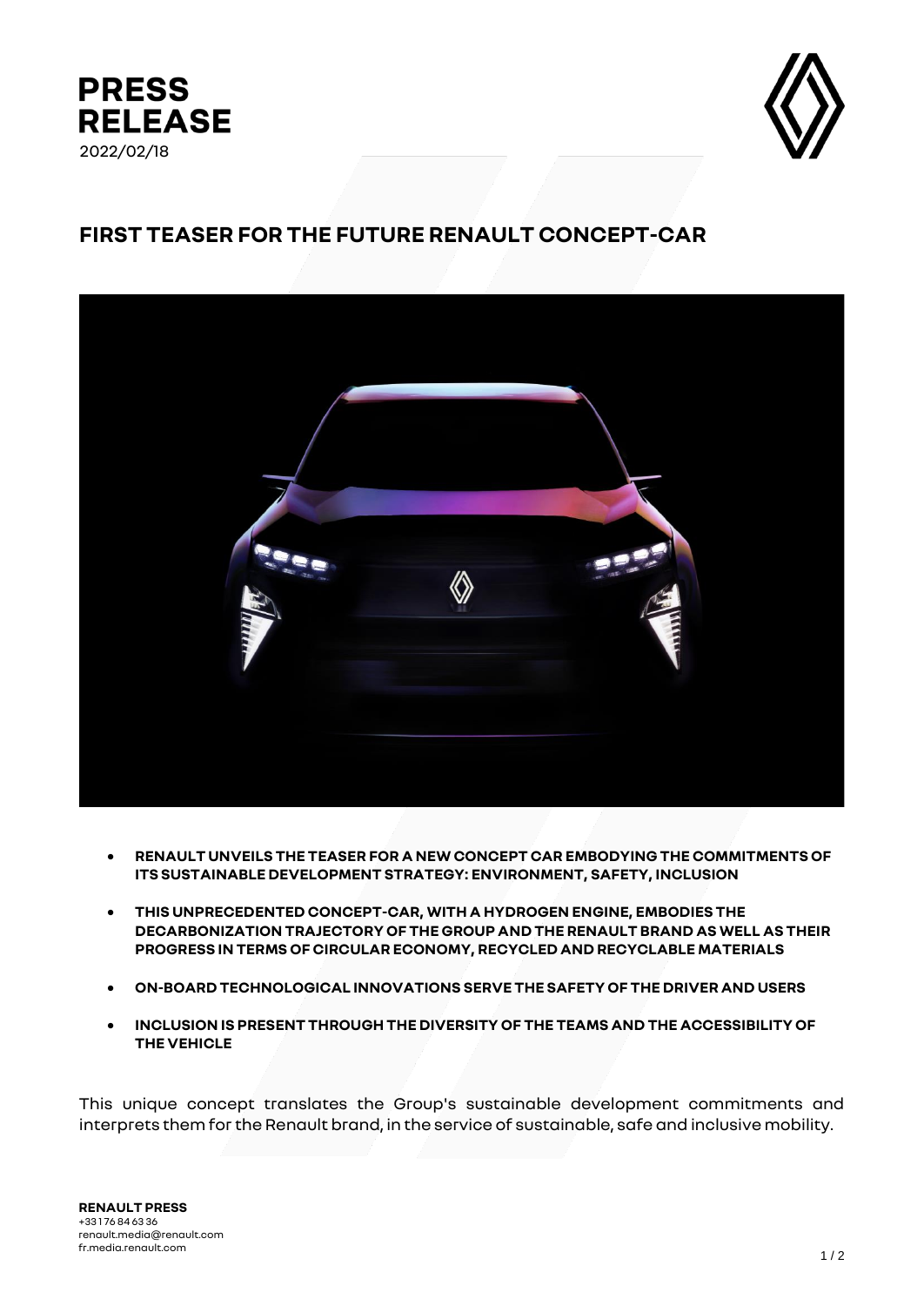**PRESS RELEASE**
2022/02/18

# FIRST TEASER FOR THE FUTURE RENAULT CONCEPT-CAR

- **RENAULT UNVEILS THE TEASER FOR A NEW CONCEPT CAR EMBODYING THE COMMITMENTS OF ITS SUSTAINABLE DEVELOPMENT STRATEGY: ENVIRONMENT, SAFETY, INCLUSION**
- **THIS UNPRECEDENTED CONCEPT-CAR, WITH A HYDROGEN ENGINE, EMBODIES THE DECARBONIZATION TRAJECTORY OF THE GROUP AND THE RENAULT BRAND AS WELL AS THEIR PROGRESS IN TERMS OF CIRCULAR ECONOMY, RECYCLED AND RECYCLABLE MATERIALS**
- **ON-BOARD TECHNOLOGICAL INNOVATIONS SERVE THE SAFETY OF THE DRIVER AND USERS**
- **INCLUSION IS PRESENT THROUGH THE DIVERSITY OF THE TEAMS AND THE ACCESSIBILITY OF THE VEHICLE**

This unique concept translates the Group's sustainable development commitments and interprets them for the Renault brand, in the service of sustainable, safe and inclusive mobility.

**RENAULT PRESS**
+33 1 76 84 63 36
renault.media@renault.com
fr.media.renault.com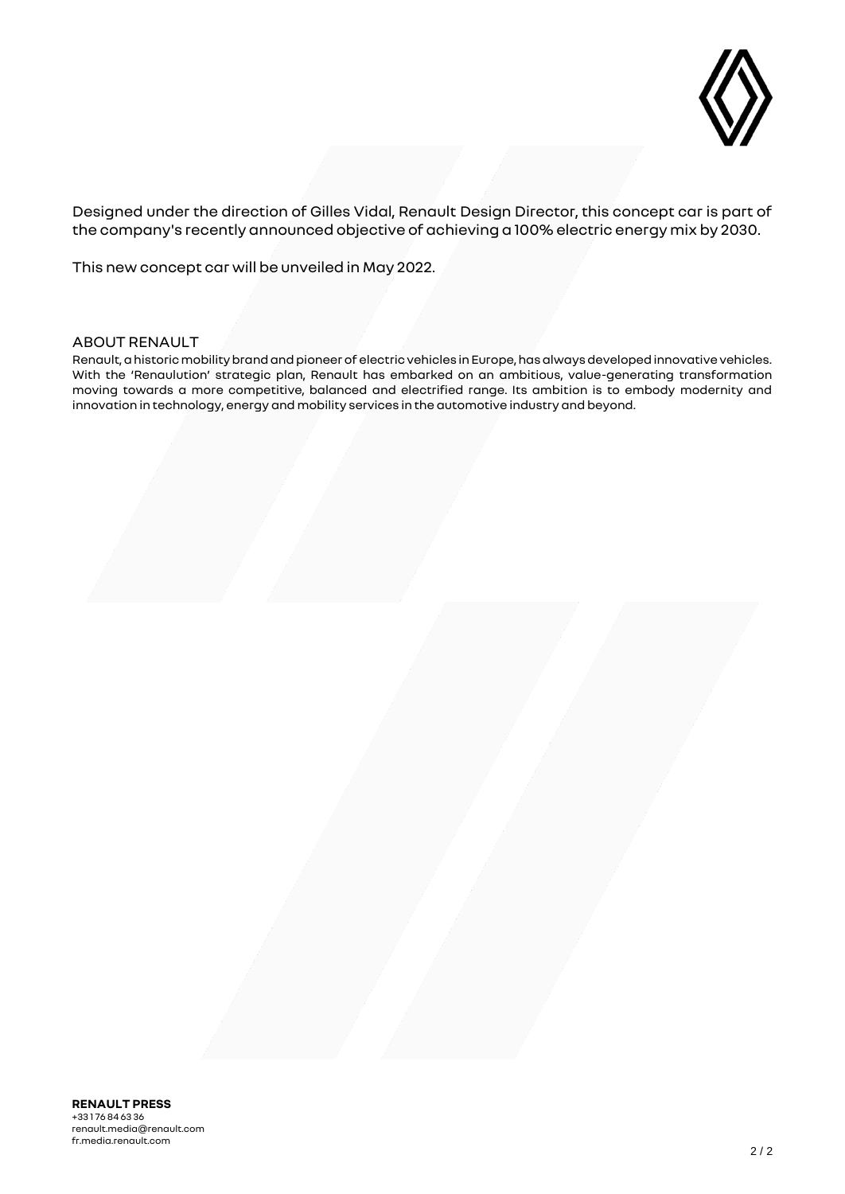Designed under the direction of Gilles Vidal, Renault Design Director, this concept car is part of the company's recently announced objective of achieving a 100% electric energy mix by 2030.

This new concept car will be unveiled in May 2022.

## ABOUT RENAULT

Renault, a historic mobility brand and pioneer of electric vehicles in Europe, has always developed innovative vehicles. With the 'Renaulution' strategic plan, Renault has embarked on an ambitious, value-generating transformation moving towards a more competitive, balanced and electrified range. Its ambition is to embody modernity and innovation in technology, energy and mobility services in the automotive industry and beyond.

**RENAULT PRESS**
+33 1 76 84 63 36
renault.media@renault.com
fr.media.renault.com